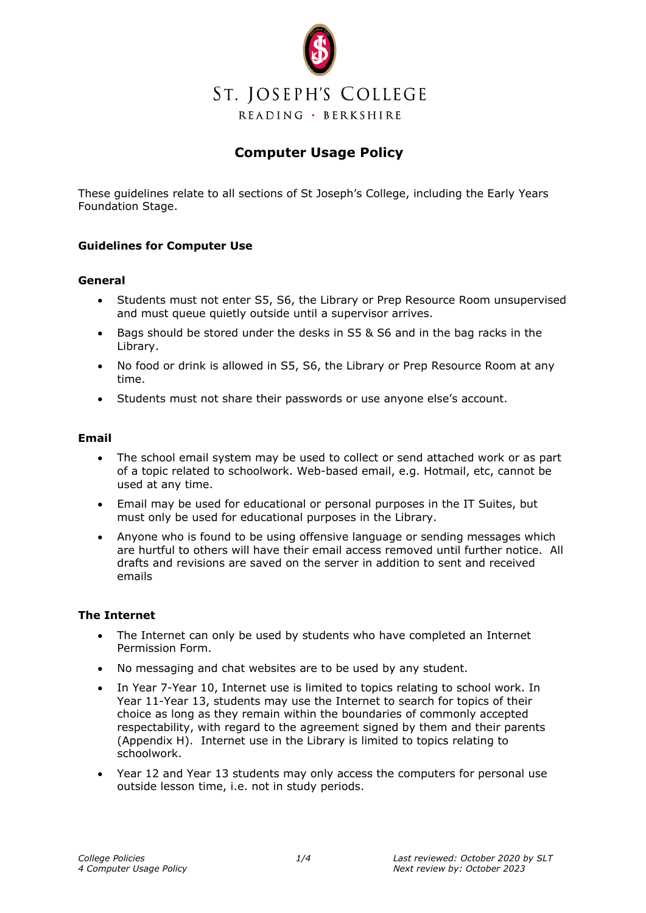# St. Joseph's College

READING • BERKSHIRE

## Computer Usage Policy

These guidelines relate to all sections of St Joseph's College, including the Early Years Foundation Stage.

### Guidelines for Computer Use

#### General

- Students must not enter S5, S6, the Library or Prep Resource Room unsupervised and must queue quietly outside until a supervisor arrives.
- Bags should be stored under the desks in S5 & S6 and in the bag racks in the Library.
- No food or drink is allowed in S5, S6, the Library or Prep Resource Room at any time.
- Students must not share their passwords or use anyone else's account.

#### Email

- The school email system may be used to collect or send attached work or as part of a topic related to schoolwork. Web-based email, e.g. Hotmail, etc, cannot be used at any time.
- Email may be used for educational or personal purposes in the IT Suites, but must only be used for educational purposes in the Library.
- Anyone who is found to be using offensive language or sending messages which are hurtful to others will have their email access removed until further notice. All drafts and revisions are saved on the server in addition to sent and received emails

#### The Internet

- The Internet can only be used by students who have completed an Internet Permission Form.
- No messaging and chat websites are to be used by any student.
- In Year 7-Year 10, Internet use is limited to topics relating to school work. In Year 11-Year 13, students may use the Internet to search for topics of their choice as long as they remain within the boundaries of commonly accepted respectability, with regard to the agreement signed by them and their parents (Appendix H). Internet use in the Library is limited to topics relating to schoolwork.
- Year 12 and Year 13 students may only access the computers for personal use outside lesson time, i.e. not in study periods.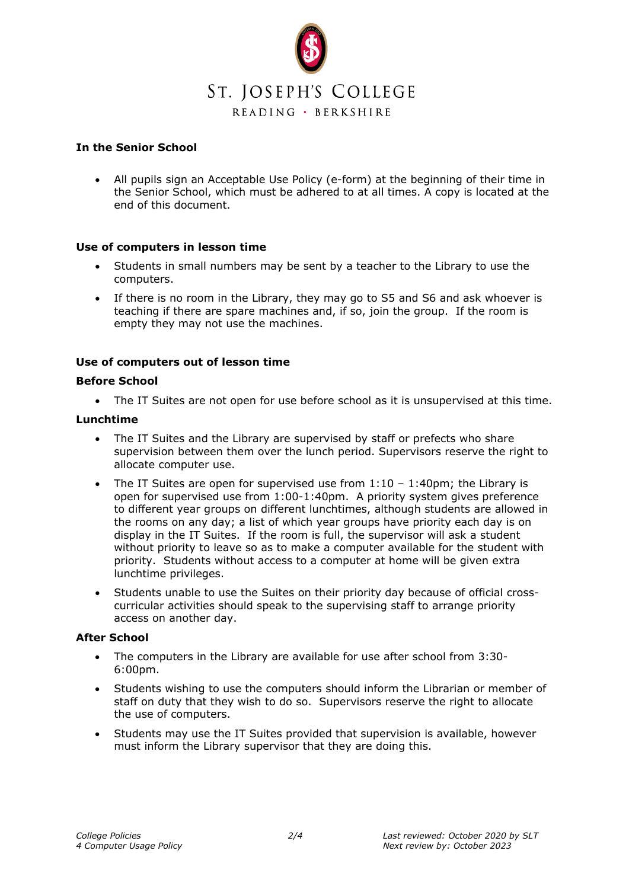**In the Senior School**

- All pupils sign an Acceptable Use Policy (e-form) at the beginning of their time in the Senior School, which must be adhered to at all times. A copy is located at the end of this document.

**Use of computers in lesson time**

- Students in small numbers may be sent by a teacher to the Library to use the computers.
- If there is no room in the Library, they may go to S5 and S6 and ask whoever is teaching if there are spare machines and, if so, join the group. If the room is empty they may not use the machines.

**Use of computers out of lesson time**

**Before School**

- The IT Suites are not open for use before school as it is unsupervised at this time.

**Lunchtime**

- The IT Suites and the Library are supervised by staff or prefects who share supervision between them over the lunch period. Supervisors reserve the right to allocate computer use.
- The IT Suites are open for supervised use from 1:10 – 1:40pm; the Library is open for supervised use from 1:00-1:40pm. A priority system gives preference to different year groups on different lunchtimes, although students are allowed in the rooms on any day; a list of which year groups have priority each day is on display in the IT Suites. If the room is full, the supervisor will ask a student without priority to leave so as to make a computer available for the student with priority. Students without access to a computer at home will be given extra lunchtime privileges.
- Students unable to use the Suites on their priority day because of official cross-curricular activities should speak to the supervising staff to arrange priority access on another day.

**After School**

- The computers in the Library are available for use after school from 3:30-6:00pm.
- Students wishing to use the computers should inform the Librarian or member of staff on duty that they wish to do so. Supervisors reserve the right to allocate the use of computers.
- Students may use the IT Suites provided that supervision is available, however must inform the Library supervisor that they are doing this.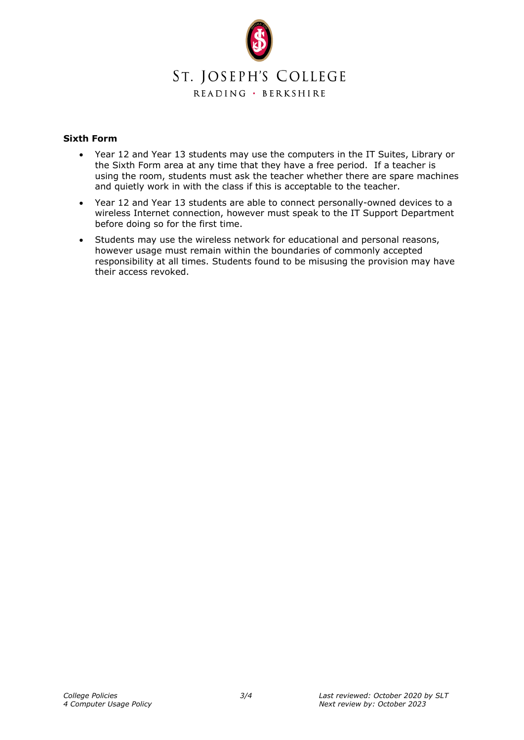**Sixth Form**

- Year 12 and Year 13 students may use the computers in the IT Suites, Library or the Sixth Form area at any time that they have a free period. If a teacher is using the room, students must ask the teacher whether there are spare machines and quietly work in with the class if this is acceptable to the teacher.
- Year 12 and Year 13 students are able to connect personally-owned devices to a wireless Internet connection, however must speak to the IT Support Department before doing so for the first time.
- Students may use the wireless network for educational and personal reasons, however usage must remain within the boundaries of commonly accepted responsibility at all times. Students found to be misusing the provision may have their access revoked.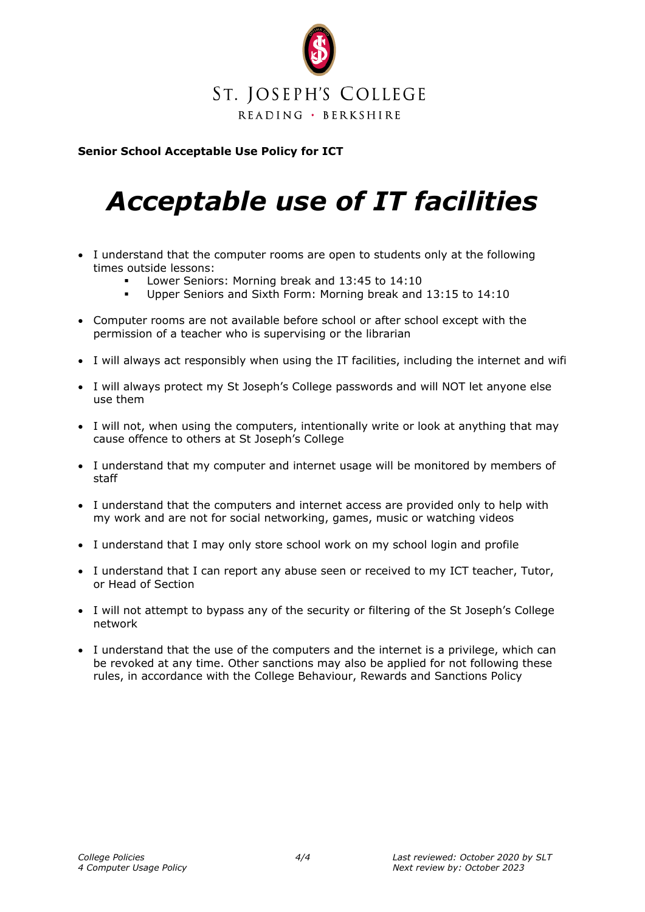ST. JOSEPH'S COLLEGE

READING • BERKSHIRE

**Senior School Acceptable Use Policy for ICT**

# *Acceptable use of IT facilities*

- I understand that the computer rooms are open to students only at the following times outside lessons:
  - Lower Seniors: Morning break and 13:45 to 14:10
  - Upper Seniors and Sixth Form: Morning break and 13:15 to 14:10
- Computer rooms are not available before school or after school except with the permission of a teacher who is supervising or the librarian
- I will always act responsibly when using the IT facilities, including the internet and wifi
- I will always protect my St Joseph's College passwords and will NOT let anyone else use them
- I will not, when using the computers, intentionally write or look at anything that may cause offence to others at St Joseph's College
- I understand that my computer and internet usage will be monitored by members of staff
- I understand that the computers and internet access are provided only to help with my work and are not for social networking, games, music or watching videos
- I understand that I may only store school work on my school login and profile
- I understand that I can report any abuse seen or received to my ICT teacher, Tutor, or Head of Section
- I will not attempt to bypass any of the security or filtering of the St Joseph's College network
- I understand that the use of the computers and the internet is a privilege, which can be revoked at any time. Other sanctions may also be applied for not following these rules, in accordance with the College Behaviour, Rewards and Sanctions Policy